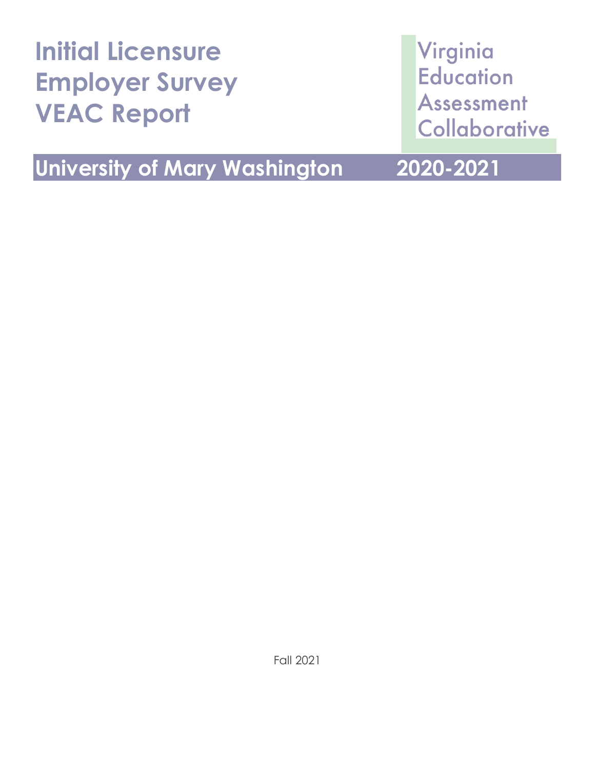# Initial Licensure Employer Survey VEAC Report

Virginia Education Assessment Collaborative

## University of Mary Washington 2020-2021

Fall 2021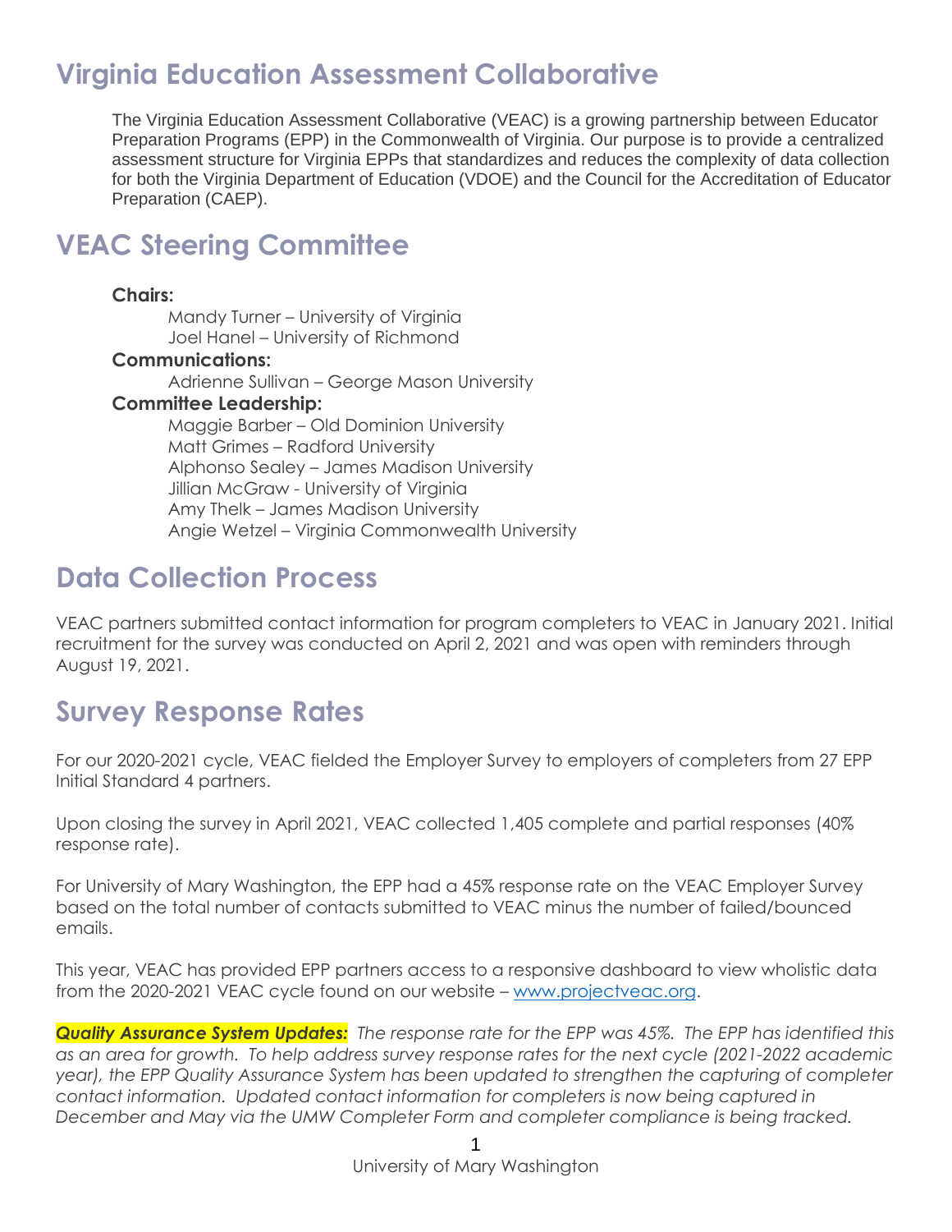# Virginia Education Assessment Collaborative

The Virginia Education Assessment Collaborative (VEAC) is a growing partnership between Educator Preparation Programs (EPP) in the Commonwealth of Virginia. Our purpose is to provide a centralized assessment structure for Virginia EPPs that standardizes and reduces the complexity of data collection for both the Virginia Department of Education (VDOE) and the Council for the Accreditation of Educator Preparation (CAEP).

# VEAC Steering Committee

**Chairs:**

Mandy Turner – University of Virginia
Joel Hanel – University of Richmond

**Communications:**

Adrienne Sullivan – George Mason University

**Committee Leadership:**

Maggie Barber – Old Dominion University
Matt Grimes – Radford University
Alphonso Sealey – James Madison University
Jillian McGraw - University of Virginia
Amy Thelk – James Madison University
Angie Wetzel – Virginia Commonwealth University

# Data Collection Process

VEAC partners submitted contact information for program completers to VEAC in January 2021. Initial recruitment for the survey was conducted on April 2, 2021 and was open with reminders through August 19, 2021.

# Survey Response Rates

For our 2020-2021 cycle, VEAC fielded the Employer Survey to employers of completers from 27 EPP Initial Standard 4 partners.

Upon closing the survey in April 2021, VEAC collected 1,405 complete and partial responses (40% response rate).

For University of Mary Washington, the EPP had a 45% response rate on the VEAC Employer Survey based on the total number of contacts submitted to VEAC minus the number of failed/bounced emails.

This year, VEAC has provided EPP partners access to a responsive dashboard to view wholistic data from the 2020-2021 VEAC cycle found on our website – [www.projectveac.org](http://www.projectveac.org).

***Quality Assurance System Updates:*** *The response rate for the EPP was 45%. The EPP has identified this as an area for growth. To help address survey response rates for the next cycle (2021-2022 academic year), the EPP Quality Assurance System has been updated to strengthen the capturing of completer contact information. Updated contact information for completers is now being captured in December and May via the UMW Completer Form and completer compliance is being tracked.*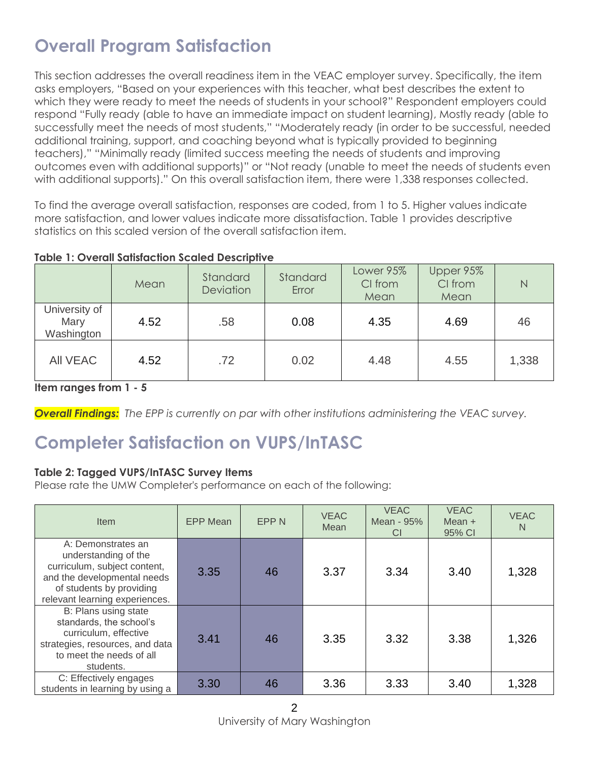## Overall Program Satisfaction

This section addresses the overall readiness item in the VEAC employer survey. Specifically, the item asks employers, "Based on your experiences with this teacher, what best describes the extent to which they were ready to meet the needs of students in your school?" Respondent employers could respond "Fully ready (able to have an immediate impact on student learning), Mostly ready (able to successfully meet the needs of most students," "Moderately ready (in order to be successful, needed additional training, support, and coaching beyond what is typically provided to beginning teachers)," "Minimally ready (limited success meeting the needs of students and improving outcomes even with additional supports)" or "Not ready (unable to meet the needs of students even with additional supports)." On this overall satisfaction item, there were 1,338 responses collected.

To find the average overall satisfaction, responses are coded, from 1 to 5. Higher values indicate more satisfaction, and lower values indicate more dissatisfaction. Table 1 provides descriptive statistics on this scaled version of the overall satisfaction item.

**Table 1: Overall Satisfaction Scaled Descriptive**

| | Mean | Standard Deviation | Standard Error | Lower 95% CI from Mean | Upper 95% CI from Mean | N |
|---|---|---|---|---|---|---|
| University of Mary Washington | 4.52 | .58 | 0.08 | 4.35 | 4.69 | 46 |
| All VEAC | 4.52 | .72 | 0.02 | 4.48 | 4.55 | 1,338 |

**Item ranges from 1 - 5**

***Overall Findings:*** *The EPP is currently on par with other institutions administering the VEAC survey.*

## Completer Satisfaction on VUPS/InTASC

**Table 2: Tagged VUPS/InTASC Survey Items**

Please rate the UMW Completer's performance on each of the following:

| Item | EPP Mean | EPP N | VEAC Mean | VEAC Mean - 95% CI | VEAC Mean + 95% CI | VEAC N |
|---|---|---|---|---|---|---|
| A: Demonstrates an understanding of the curriculum, subject content, and the developmental needs of students by providing relevant learning experiences. | 3.35 | 46 | 3.37 | 3.34 | 3.40 | 1,328 |
| B: Plans using state standards, the school's curriculum, effective strategies, resources, and data to meet the needs of all students. | 3.41 | 46 | 3.35 | 3.32 | 3.38 | 1,326 |
| C: Effectively engages students in learning by using a | 3.30 | 46 | 3.36 | 3.33 | 3.40 | 1,328 |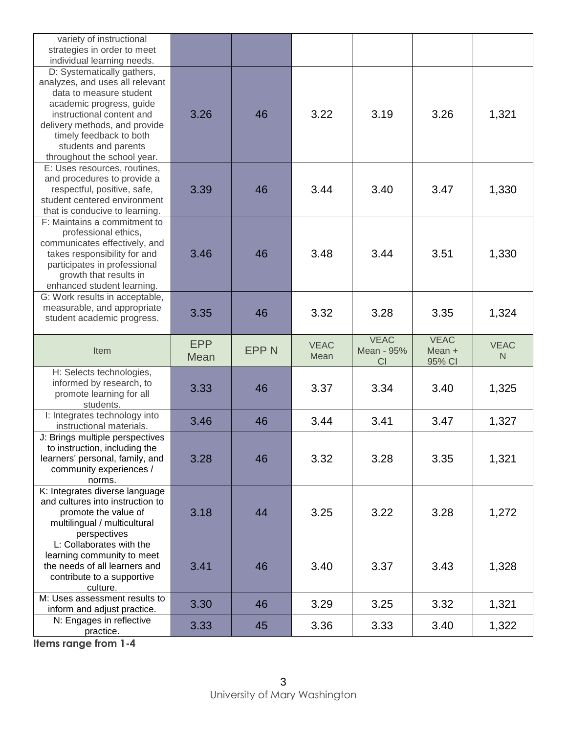| Item | EPP Mean | EPP N | VEAC Mean | VEAC Mean - 95% CI | VEAC Mean + 95% CI | VEAC N |
|---|---|---|---|---|---|---|
| variety of instructional strategies in order to meet individual learning needs. | | | | | | |
| D: Systematically gathers, analyzes, and uses all relevant data to measure student academic progress, guide instructional content and delivery methods, and provide timely feedback to both students and parents throughout the school year. | 3.26 | 46 | 3.22 | 3.19 | 3.26 | 1,321 |
| E: Uses resources, routines, and procedures to provide a respectful, positive, safe, student centered environment that is conducive to learning. | 3.39 | 46 | 3.44 | 3.40 | 3.47 | 1,330 |
| F: Maintains a commitment to professional ethics, communicates effectively, and takes responsibility for and participates in professional growth that results in enhanced student learning. | 3.46 | 46 | 3.48 | 3.44 | 3.51 | 1,330 |
| G: Work results in acceptable, measurable, and appropriate student academic progress. | 3.35 | 46 | 3.32 | 3.28 | 3.35 | 1,324 |

| Item | EPP Mean | EPP N | VEAC Mean | VEAC Mean - 95% CI | VEAC Mean + 95% CI | VEAC N |
|---|---|---|---|---|---|---|
| H: Selects technologies, informed by research, to promote learning for all students. | 3.33 | 46 | 3.37 | 3.34 | 3.40 | 1,325 |
| I: Integrates technology into instructional materials. | 3.46 | 46 | 3.44 | 3.41 | 3.47 | 1,327 |
| J: Brings multiple perspectives to instruction, including the learners' personal, family, and community experiences / norms. | 3.28 | 46 | 3.32 | 3.28 | 3.35 | 1,321 |
| K: Integrates diverse language and cultures into instruction to promote the value of multilingual / multicultural perspectives | 3.18 | 44 | 3.25 | 3.22 | 3.28 | 1,272 |
| L: Collaborates with the learning community to meet the needs of all learners and contribute to a supportive culture. | 3.41 | 46 | 3.40 | 3.37 | 3.43 | 1,328 |
| M: Uses assessment results to inform and adjust practice. | 3.30 | 46 | 3.29 | 3.25 | 3.32 | 1,321 |
| N: Engages in reflective practice. | 3.33 | 45 | 3.36 | 3.33 | 3.40 | 1,322 |

**Items range from 1-4**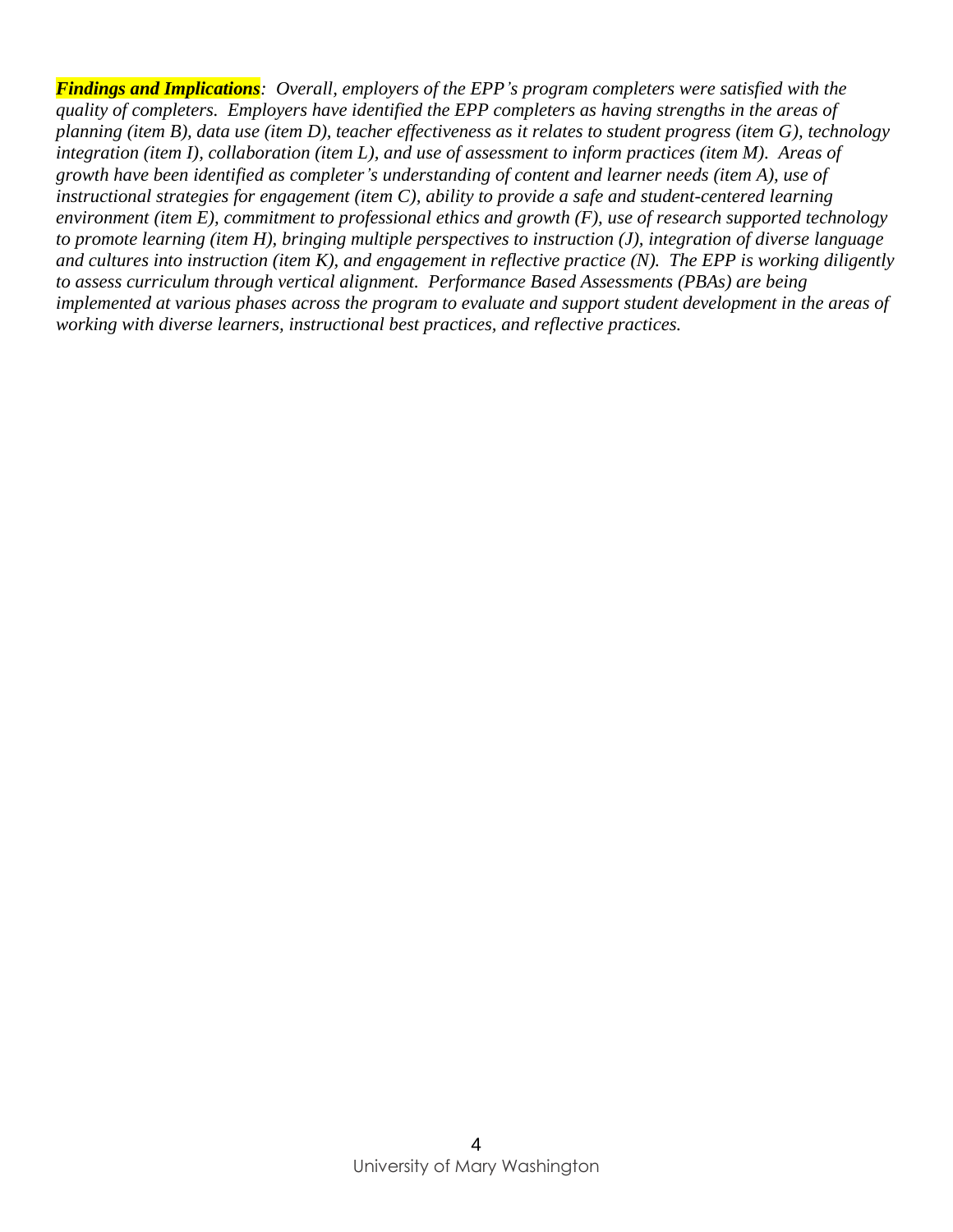***Findings and Implications**: Overall, employers of the EPP's program completers were satisfied with the quality of completers. Employers have identified the EPP completers as having strengths in the areas of planning (item B), data use (item D), teacher effectiveness as it relates to student progress (item G), technology integration (item I), collaboration (item L), and use of assessment to inform practices (item M). Areas of growth have been identified as completer's understanding of content and learner needs (item A), use of instructional strategies for engagement (item C), ability to provide a safe and student-centered learning environment (item E), commitment to professional ethics and growth (F), use of research supported technology to promote learning (item H), bringing multiple perspectives to instruction (J), integration of diverse language and cultures into instruction (item K), and engagement in reflective practice (N). The EPP is working diligently to assess curriculum through vertical alignment. Performance Based Assessments (PBAs) are being implemented at various phases across the program to evaluate and support student development in the areas of working with diverse learners, instructional best practices, and reflective practices.*